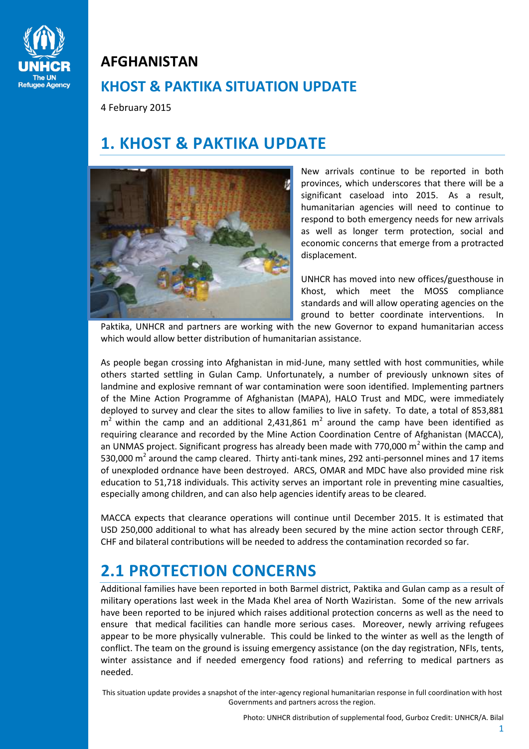# AFGHANISTAN

## KHOST & PAKTIKA SITUATION UPDATE

4 February 2015

## 1. KHOST & PAKTIKA UPDATE

New arrivals continue to be reported in both provinces, which underscores that there will be a significant caseload into 2015. As a result, humanitarian agencies will need to continue to respond to both emergency needs for new arrivals as well as longer term protection, social and economic concerns that emerge from a protracted displacement.

UNHCR has moved into new offices/guesthouse in Khost, which meet the MOSS compliance standards and will allow operating agencies on the ground to better coordinate interventions. In Paktika, UNHCR and partners are working with the new Governor to expand humanitarian access which would allow better distribution of humanitarian assistance.

As people began crossing into Afghanistan in mid-June, many settled with host communities, while others started settling in Gulan Camp. Unfortunately, a number of previously unknown sites of landmine and explosive remnant of war contamination were soon identified. Implementing partners of the Mine Action Programme of Afghanistan (MAPA), HALO Trust and MDC, were immediately deployed to survey and clear the sites to allow families to live in safety. To date, a total of 853,881 $m^2$ within the camp and an additional 2,431,861 $m^2$ around the camp have been identified as requiring clearance and recorded by the Mine Action Coordination Centre of Afghanistan (MACCA), an UNMAS project. Significant progress has already been made with 770,000 $m^2$ within the camp and 530,000 $m^2$ around the camp cleared. Thirty anti-tank mines, 292 anti-personnel mines and 17 items of unexploded ordnance have been destroyed. ARCS, OMAR and MDC have also provided mine risk education to 51,718 individuals. This activity serves an important role in preventing mine casualties, especially among children, and can also help agencies identify areas to be cleared.

MACCA expects that clearance operations will continue until December 2015. It is estimated that USD 250,000 additional to what has already been secured by the mine action sector through CERF, CHF and bilateral contributions will be needed to address the contamination recorded so far.

## 2.1 PROTECTION CONCERNS

Additional families have been reported in both Barmel district, Paktika and Gulan camp as a result of military operations last week in the Mada Khel area of North Waziristan. Some of the new arrivals have been reported to be injured which raises additional protection concerns as well as the need to ensure that medical facilities can handle more serious cases. Moreover, newly arriving refugees appear to be more physically vulnerable. This could be linked to the winter as well as the length of conflict. The team on the ground is issuing emergency assistance (on the day registration, NFIs, tents, winter assistance and if needed emergency food rations) and referring to medical partners as needed.

This situation update provides a snapshot of the inter-agency regional humanitarian response in full coordination with host Governments and partners across the region.

Photo: UNHCR distribution of supplemental food, Gurboz Credit: UNHCR/A. Bilal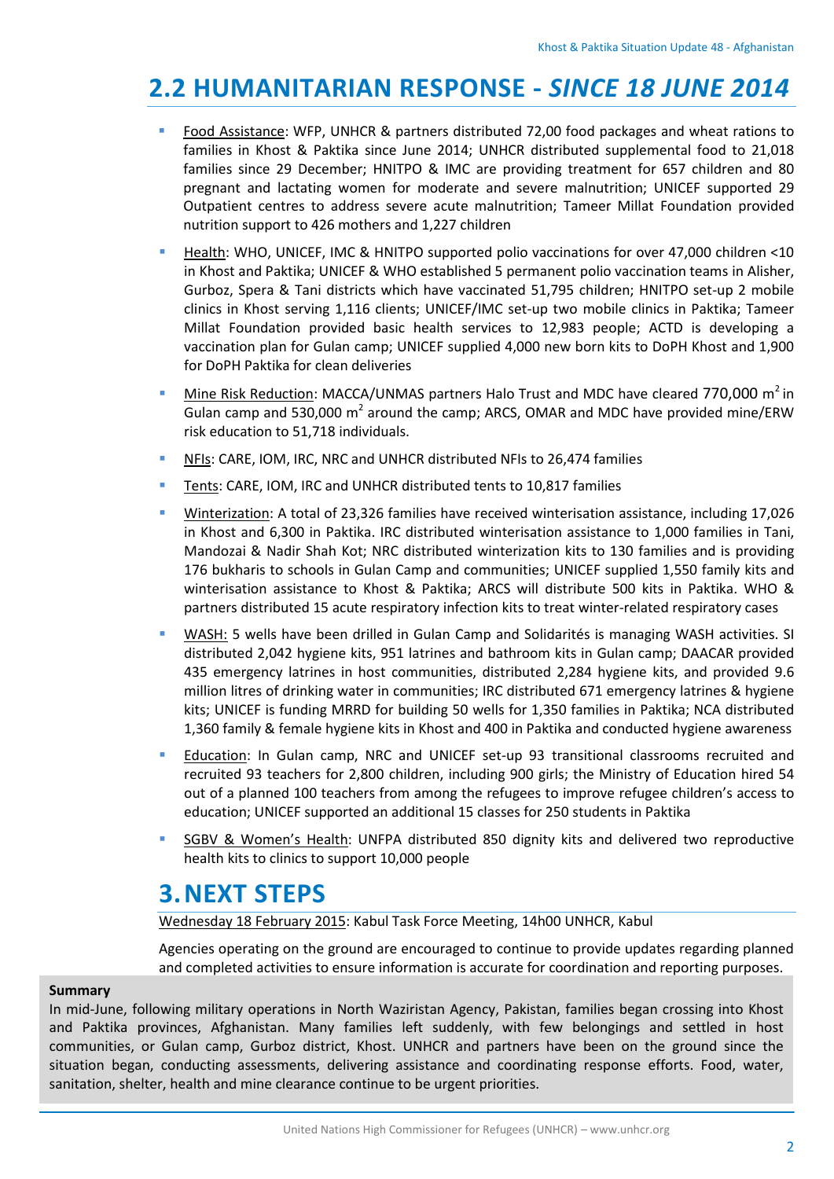## 2.2 HUMANITARIAN RESPONSE - *SINCE 18 JUNE 2014*

- Food Assistance: WFP, UNHCR & partners distributed 72,00 food packages and wheat rations to families in Khost & Paktika since June 2014; UNHCR distributed supplemental food to 21,018 families since 29 December; HNITPO & IMC are providing treatment for 657 children and 80 pregnant and lactating women for moderate and severe malnutrition; UNICEF supported 29 Outpatient centres to address severe acute malnutrition; Tameer Millat Foundation provided nutrition support to 426 mothers and 1,227 children
- Health: WHO, UNICEF, IMC & HNITPO supported polio vaccinations for over 47,000 children <10 in Khost and Paktika; UNICEF & WHO established 5 permanent polio vaccination teams in Alisher, Gurboz, Spera & Tani districts which have vaccinated 51,795 children; HNITPO set-up 2 mobile clinics in Khost serving 1,116 clients; UNICEF/IMC set-up two mobile clinics in Paktika; Tameer Millat Foundation provided basic health services to 12,983 people; ACTD is developing a vaccination plan for Gulan camp; UNICEF supplied 4,000 new born kits to DoPH Khost and 1,900 for DoPH Paktika for clean deliveries
- Mine Risk Reduction: MACCA/UNMAS partners Halo Trust and MDC have cleared 770,000 $m^2$ in Gulan camp and 530,000 $m^2$ around the camp; ARCS, OMAR and MDC have provided mine/ERW risk education to 51,718 individuals.
- NFIs: CARE, IOM, IRC, NRC and UNHCR distributed NFIs to 26,474 families
- Tents: CARE, IOM, IRC and UNHCR distributed tents to 10,817 families
- Winterization: A total of 23,326 families have received winterisation assistance, including 17,026 in Khost and 6,300 in Paktika. IRC distributed winterisation assistance to 1,000 families in Tani, Mandozai & Nadir Shah Kot; NRC distributed winterization kits to 130 families and is providing 176 bukharis to schools in Gulan Camp and communities; UNICEF supplied 1,550 family kits and winterisation assistance to Khost & Paktika; ARCS will distribute 500 kits in Paktika. WHO & partners distributed 15 acute respiratory infection kits to treat winter-related respiratory cases
- WASH: 5 wells have been drilled in Gulan Camp and Solidarités is managing WASH activities. SI distributed 2,042 hygiene kits, 951 latrines and bathroom kits in Gulan camp; DAACAR provided 435 emergency latrines in host communities, distributed 2,284 hygiene kits, and provided 9.6 million litres of drinking water in communities; IRC distributed 671 emergency latrines & hygiene kits; UNICEF is funding MRRD for building 50 wells for 1,350 families in Paktika; NCA distributed 1,360 family & female hygiene kits in Khost and 400 in Paktika and conducted hygiene awareness
- Education: In Gulan camp, NRC and UNICEF set-up 93 transitional classrooms recruited and recruited 93 teachers for 2,800 children, including 900 girls; the Ministry of Education hired 54 out of a planned 100 teachers from among the refugees to improve refugee children's access to education; UNICEF supported an additional 15 classes for 250 students in Paktika
- SGBV & Women's Health: UNFPA distributed 850 dignity kits and delivered two reproductive health kits to clinics to support 10,000 people

# 3. NEXT STEPS

Wednesday 18 February 2015: Kabul Task Force Meeting, 14h00 UNHCR, Kabul

Agencies operating on the ground are encouraged to continue to provide updates regarding planned and completed activities to ensure information is accurate for coordination and reporting purposes.

**Summary**

In mid-June, following military operations in North Waziristan Agency, Pakistan, families began crossing into Khost and Paktika provinces, Afghanistan. Many families left suddenly, with few belongings and settled in host communities, or Gulan camp, Gurboz district, Khost. UNHCR and partners have been on the ground since the situation began, conducting assessments, delivering assistance and coordinating response efforts. Food, water, sanitation, shelter, health and mine clearance continue to be urgent priorities.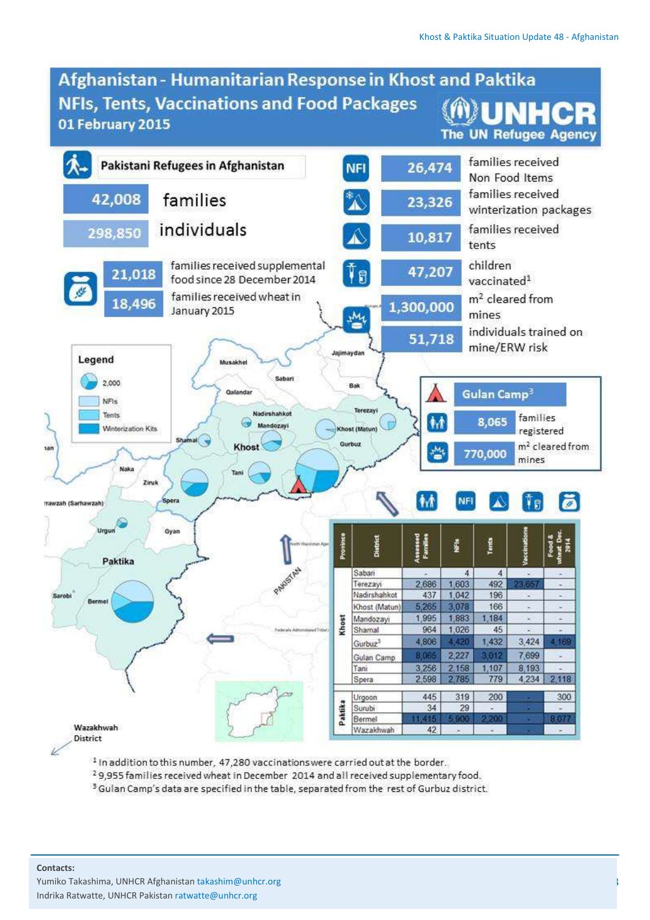# Afghanistan - Humanitarian Response in Khost and Paktika

## NFIs, Tents, Vaccinations and Food Packages

01 February 2015

UNHCR The UN Refugee Agency

**Pakistani Refugees in Afghanistan**

42,008 families

298,850 individuals

21,018 families received supplemental food since 28 December 2014

18,496 families received wheat in January 2015

26,474 families received Non Food Items

23,326 families received winterization packages

10,817 families received tents

47,207 children vaccinated[1]

1,300,000 $m^2$ cleared from mines

51,718 individuals trained on mine/ERW risk

**Gulan Camp[3]**

8,065 families registered

770,000 $m^2$ cleared from mines

Legend

2,000

NFIs

Tents

Winterization Kits

Musakhel, Sabari, Jajimaydan, Bak, Qalandar, Terezayi, Nadirshahkot, Mandozayi, Khost (Matun), Shamal, Khost, Gurbuz, Naka, Tani, Ziruk, Spera, Zarawzah (Sarhawzah), Urgun, Gyan, Paktika, Sarobi, Bermel, PAKISTAN, Wazakhwah District

| Province | District | Assessed Families | NFIs | Tents | Vaccinations | Food & Wheat Dec. 2014 |
|---|---|---|---|---|---|---|
| Khost | Sabari | - | 4 | 4 | - | - |
| | Terezayi | 2,686 | 1,603 | 492 | 23,657 | - |
| | Nadirshahkot | 437 | 1,042 | 196 | - | - |
| | Khost (Matun) | 5,265 | 3,078 | 166 | - | - |
| | Mandozayi | 1,995 | 1,883 | 1,184 | - | - |
| | Shamal | 964 | 1,026 | 45 | - | - |
| | Gurbuz[3] | 4,806 | 4,420 | 1,432 | 3,424 | 4,169 |
| | Gulan Camp | 8,065 | 2,227 | 3,012 | 7,699 | - |
| | Tani | 3,256 | 2,158 | 1,107 | 8,193 | - |
| | Spera | 2,598 | 2,785 | 779 | 4,234 | 2,118 |
| Paktika | Urgoon | 445 | 319 | 200 | - | 300 |
| | Surubi | 34 | 29 | - | - | - |
| | Bermel | 11,415 | 5,900 | 2,200 | - | 8,077 |
| | Wazakhwah | 42 | - | - | - | - |

[1] In addition to this number, 47,280 vaccinations were carried out at the border.

[2] 9,955 families received wheat in December 2014 and all received supplementary food.

[3] Gulan Camp's data are specified in the table, separated from the rest of Gurbuz district.

**Contacts:**

Yumiko Takashima, UNHCR Afghanistan takashim@unhcr.org

Indrika Ratwatte, UNHCR Pakistan ratwatte@unhcr.org